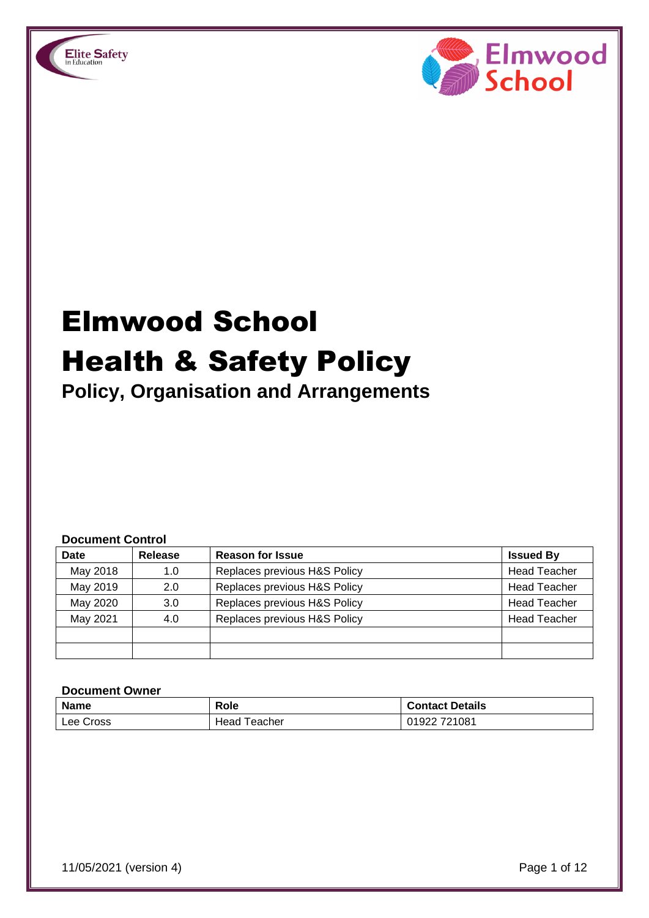# Elmwood School

# Health & Safety Policy

## Policy, Organisation and Arrangements

**Document Control**

| Date | Release | Reason for Issue | Issued By |
|---|---|---|---|
| May 2018 | 1.0 | Replaces previous H&S Policy | Head Teacher |
| May 2019 | 2.0 | Replaces previous H&S Policy | Head Teacher |
| May 2020 | 3.0 | Replaces previous H&S Policy | Head Teacher |
| May 2021 | 4.0 | Replaces previous H&S Policy | Head Teacher |
| | | | |
| | | | |

**Document Owner**

| Name | Role | Contact Details |
|---|---|---|
| Lee Cross | Head Teacher | 01922 721081 |

11/05/2021 (version 4)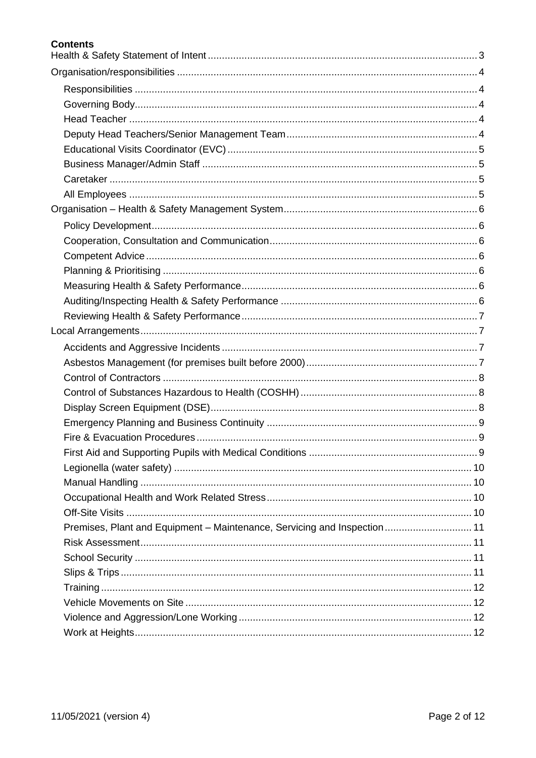**Contents**

- Health & Safety Statement of Intent ..... 3
- Organisation/responsibilities ..... 4
  - Responsibilities ..... 4
  - Governing Body ..... 4
  - Head Teacher ..... 4
  - Deputy Head Teachers/Senior Management Team ..... 4
  - Educational Visits Coordinator (EVC) ..... 5
  - Business Manager/Admin Staff ..... 5
  - Caretaker ..... 5
  - All Employees ..... 5
- Organisation – Health & Safety Management System ..... 6
  - Policy Development ..... 6
  - Cooperation, Consultation and Communication ..... 6
  - Competent Advice ..... 6
  - Planning & Prioritising ..... 6
  - Measuring Health & Safety Performance ..... 6
  - Auditing/Inspecting Health & Safety Performance ..... 6
  - Reviewing Health & Safety Performance ..... 7
- Local Arrangements ..... 7
  - Accidents and Aggressive Incidents ..... 7
  - Asbestos Management (for premises built before 2000) ..... 7
  - Control of Contractors ..... 8
  - Control of Substances Hazardous to Health (COSHH) ..... 8
  - Display Screen Equipment (DSE) ..... 8
  - Emergency Planning and Business Continuity ..... 9
  - Fire & Evacuation Procedures ..... 9
  - First Aid and Supporting Pupils with Medical Conditions ..... 9
  - Legionella (water safety) ..... 10
  - Manual Handling ..... 10
  - Occupational Health and Work Related Stress ..... 10
  - Off-Site Visits ..... 10
  - Premises, Plant and Equipment – Maintenance, Servicing and Inspection ..... 11
  - Risk Assessment ..... 11
  - School Security ..... 11
  - Slips & Trips ..... 11
  - Training ..... 12
  - Vehicle Movements on Site ..... 12
  - Violence and Aggression/Lone Working ..... 12
  - Work at Heights ..... 12

11/05/2021 (version 4)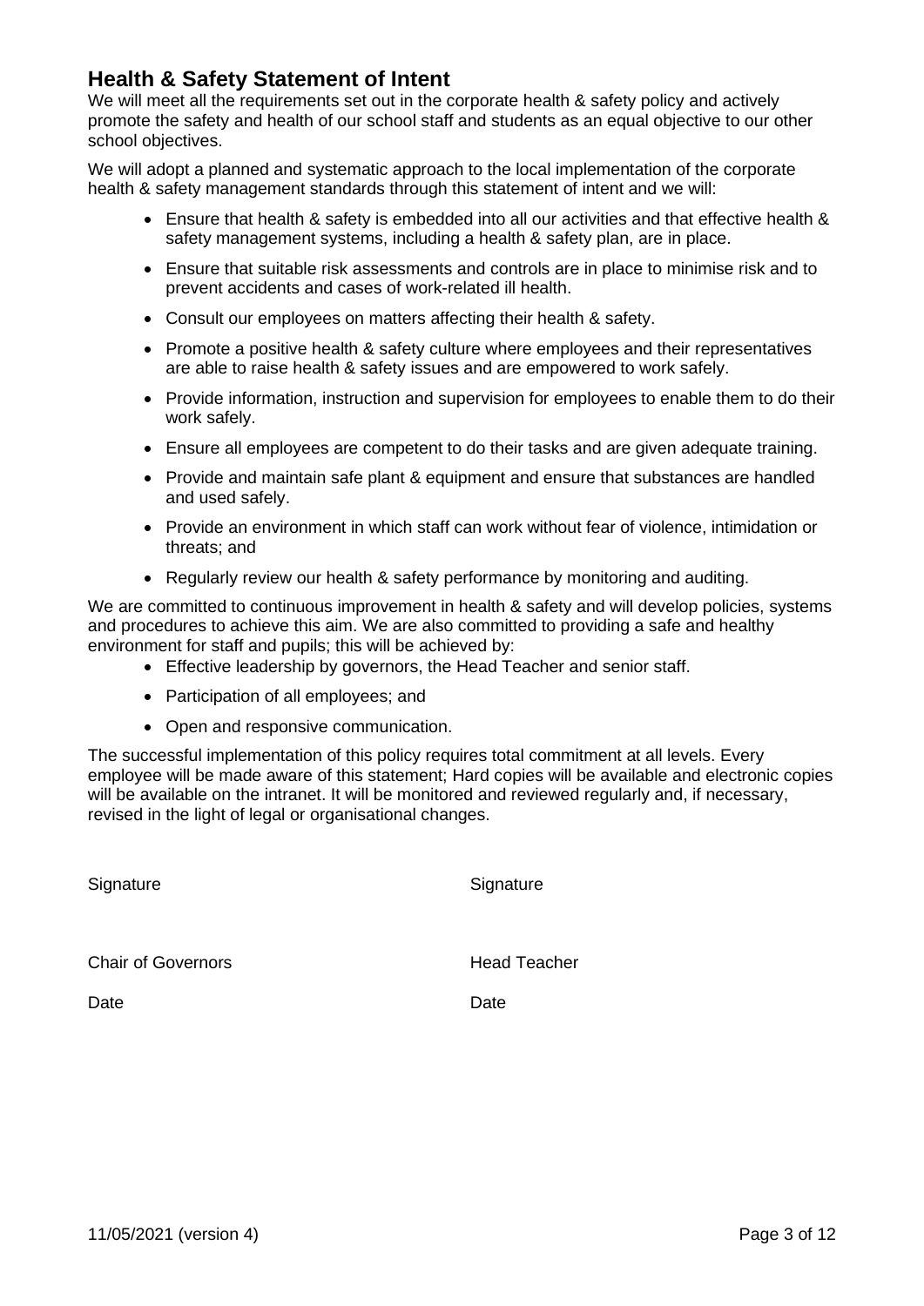## Health & Safety Statement of Intent

We will meet all the requirements set out in the corporate health & safety policy and actively promote the safety and health of our school staff and students as an equal objective to our other school objectives.

We will adopt a planned and systematic approach to the local implementation of the corporate health & safety management standards through this statement of intent and we will:

- Ensure that health & safety is embedded into all our activities and that effective health & safety management systems, including a health & safety plan, are in place.
- Ensure that suitable risk assessments and controls are in place to minimise risk and to prevent accidents and cases of work-related ill health.
- Consult our employees on matters affecting their health & safety.
- Promote a positive health & safety culture where employees and their representatives are able to raise health & safety issues and are empowered to work safely.
- Provide information, instruction and supervision for employees to enable them to do their work safely.
- Ensure all employees are competent to do their tasks and are given adequate training.
- Provide and maintain safe plant & equipment and ensure that substances are handled and used safely.
- Provide an environment in which staff can work without fear of violence, intimidation or threats; and
- Regularly review our health & safety performance by monitoring and auditing.

We are committed to continuous improvement in health & safety and will develop policies, systems and procedures to achieve this aim. We are also committed to providing a safe and healthy environment for staff and pupils; this will be achieved by:

- Effective leadership by governors, the Head Teacher and senior staff.
- Participation of all employees; and
- Open and responsive communication.

The successful implementation of this policy requires total commitment at all levels. Every employee will be made aware of this statement; Hard copies will be available and electronic copies will be available on the intranet. It will be monitored and reviewed regularly and, if necessary, revised in the light of legal or organisational changes.

| Signature | Signature |
|---|---|
| Chair of Governors | Head Teacher |
| Date | Date |

11/05/2021 (version 4)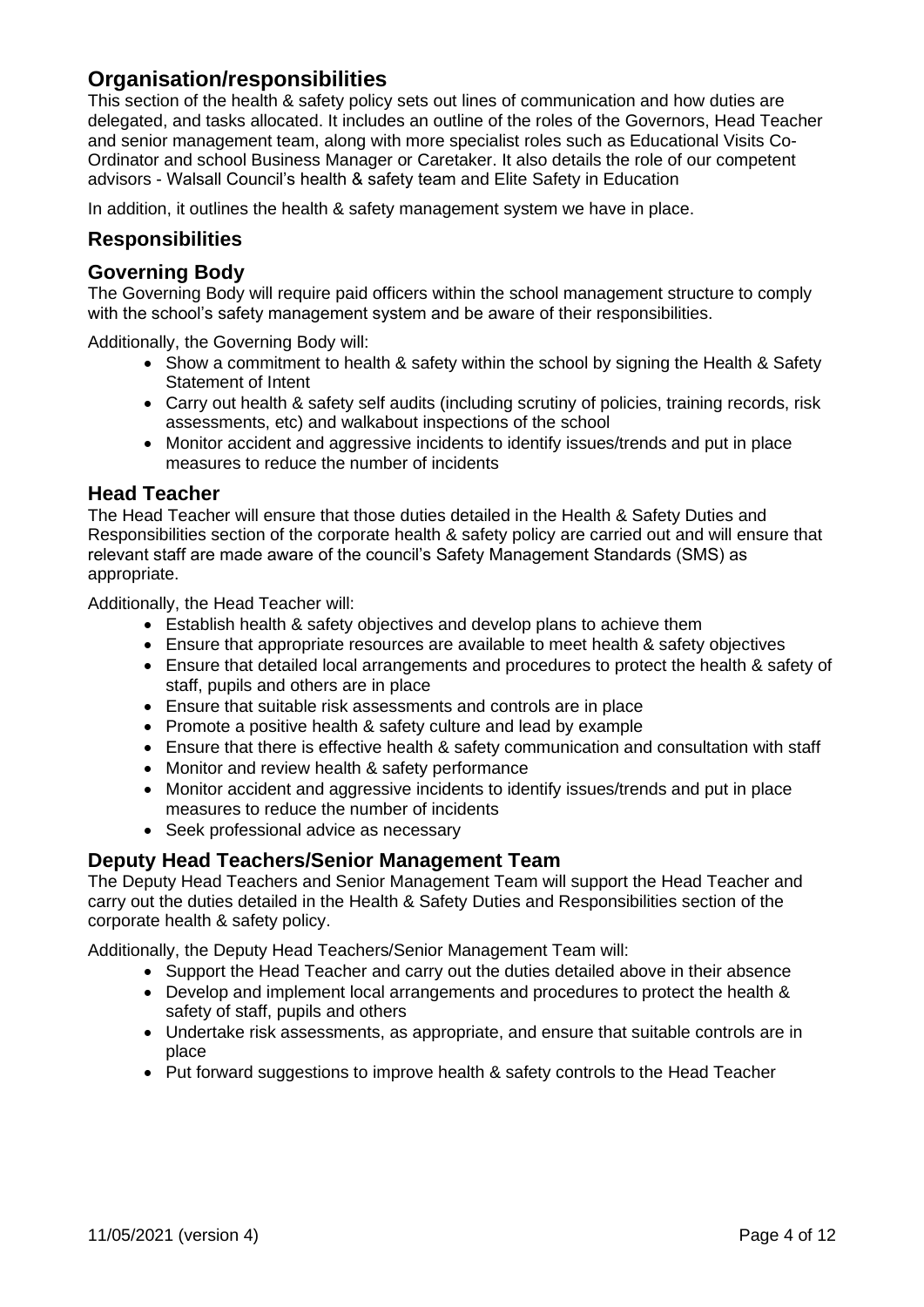## Organisation/responsibilities

This section of the health & safety policy sets out lines of communication and how duties are delegated, and tasks allocated. It includes an outline of the roles of the Governors, Head Teacher and senior management team, along with more specialist roles such as Educational Visits Co-Ordinator and school Business Manager or Caretaker. It also details the role of our competent advisors - Walsall Council's health & safety team and Elite Safety in Education

In addition, it outlines the health & safety management system we have in place.

### Responsibilities

### Governing Body

The Governing Body will require paid officers within the school management structure to comply with the school's safety management system and be aware of their responsibilities.

Additionally, the Governing Body will:

- Show a commitment to health & safety within the school by signing the Health & Safety Statement of Intent
- Carry out health & safety self audits (including scrutiny of policies, training records, risk assessments, etc) and walkabout inspections of the school
- Monitor accident and aggressive incidents to identify issues/trends and put in place measures to reduce the number of incidents

### Head Teacher

The Head Teacher will ensure that those duties detailed in the Health & Safety Duties and Responsibilities section of the corporate health & safety policy are carried out and will ensure that relevant staff are made aware of the council's Safety Management Standards (SMS) as appropriate.

Additionally, the Head Teacher will:

- Establish health & safety objectives and develop plans to achieve them
- Ensure that appropriate resources are available to meet health & safety objectives
- Ensure that detailed local arrangements and procedures to protect the health & safety of staff, pupils and others are in place
- Ensure that suitable risk assessments and controls are in place
- Promote a positive health & safety culture and lead by example
- Ensure that there is effective health & safety communication and consultation with staff
- Monitor and review health & safety performance
- Monitor accident and aggressive incidents to identify issues/trends and put in place measures to reduce the number of incidents
- Seek professional advice as necessary

### Deputy Head Teachers/Senior Management Team

The Deputy Head Teachers and Senior Management Team will support the Head Teacher and carry out the duties detailed in the Health & Safety Duties and Responsibilities section of the corporate health & safety policy.

Additionally, the Deputy Head Teachers/Senior Management Team will:

- Support the Head Teacher and carry out the duties detailed above in their absence
- Develop and implement local arrangements and procedures to protect the health & safety of staff, pupils and others
- Undertake risk assessments, as appropriate, and ensure that suitable controls are in place
- Put forward suggestions to improve health & safety controls to the Head Teacher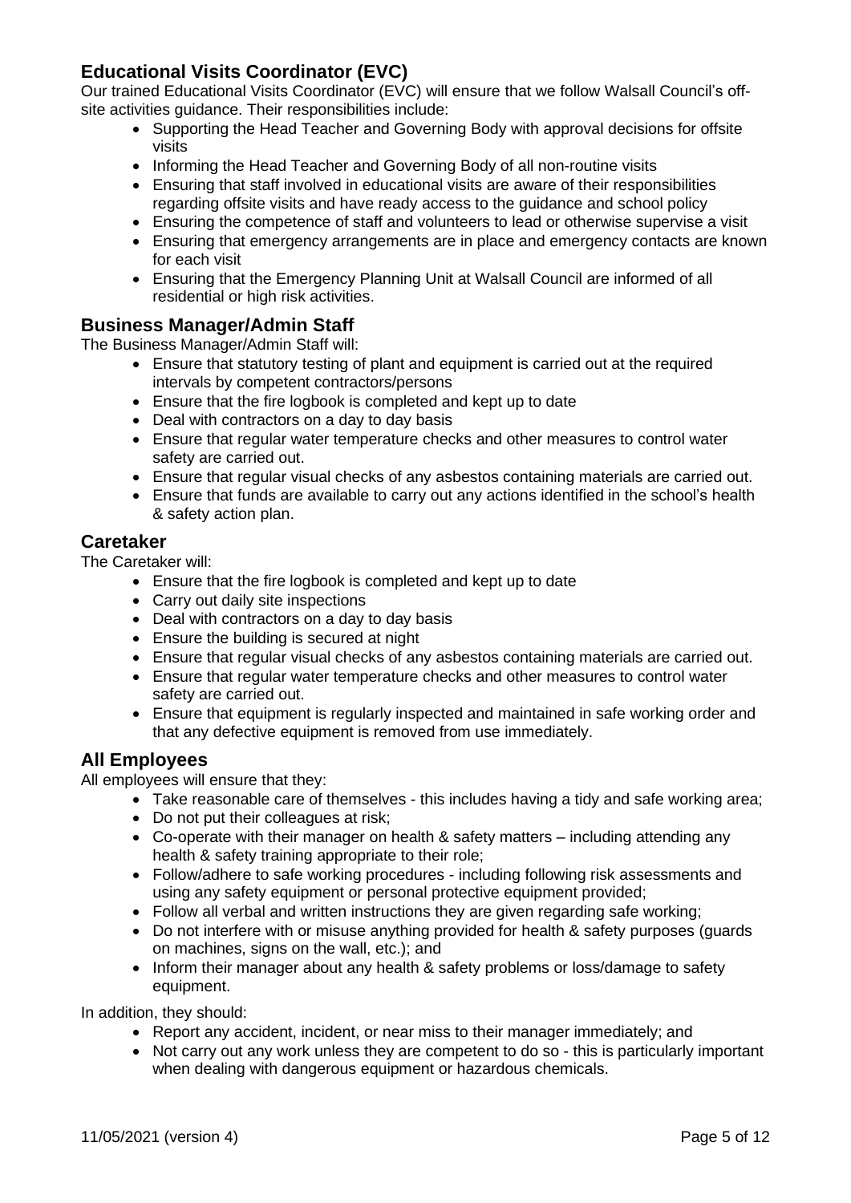## Educational Visits Coordinator (EVC)

Our trained Educational Visits Coordinator (EVC) will ensure that we follow Walsall Council's off-site activities guidance. Their responsibilities include:

- Supporting the Head Teacher and Governing Body with approval decisions for offsite visits
- Informing the Head Teacher and Governing Body of all non-routine visits
- Ensuring that staff involved in educational visits are aware of their responsibilities regarding offsite visits and have ready access to the guidance and school policy
- Ensuring the competence of staff and volunteers to lead or otherwise supervise a visit
- Ensuring that emergency arrangements are in place and emergency contacts are known for each visit
- Ensuring that the Emergency Planning Unit at Walsall Council are informed of all residential or high risk activities.

## Business Manager/Admin Staff

The Business Manager/Admin Staff will:

- Ensure that statutory testing of plant and equipment is carried out at the required intervals by competent contractors/persons
- Ensure that the fire logbook is completed and kept up to date
- Deal with contractors on a day to day basis
- Ensure that regular water temperature checks and other measures to control water safety are carried out.
- Ensure that regular visual checks of any asbestos containing materials are carried out.
- Ensure that funds are available to carry out any actions identified in the school's health & safety action plan.

## Caretaker

The Caretaker will:

- Ensure that the fire logbook is completed and kept up to date
- Carry out daily site inspections
- Deal with contractors on a day to day basis
- Ensure the building is secured at night
- Ensure that regular visual checks of any asbestos containing materials are carried out.
- Ensure that regular water temperature checks and other measures to control water safety are carried out.
- Ensure that equipment is regularly inspected and maintained in safe working order and that any defective equipment is removed from use immediately.

## All Employees

All employees will ensure that they:

- Take reasonable care of themselves - this includes having a tidy and safe working area;
- Do not put their colleagues at risk;
- Co-operate with their manager on health & safety matters – including attending any health & safety training appropriate to their role;
- Follow/adhere to safe working procedures - including following risk assessments and using any safety equipment or personal protective equipment provided;
- Follow all verbal and written instructions they are given regarding safe working;
- Do not interfere with or misuse anything provided for health & safety purposes (guards on machines, signs on the wall, etc.); and
- Inform their manager about any health & safety problems or loss/damage to safety equipment.

In addition, they should:

- Report any accident, incident, or near miss to their manager immediately; and
- Not carry out any work unless they are competent to do so - this is particularly important when dealing with dangerous equipment or hazardous chemicals.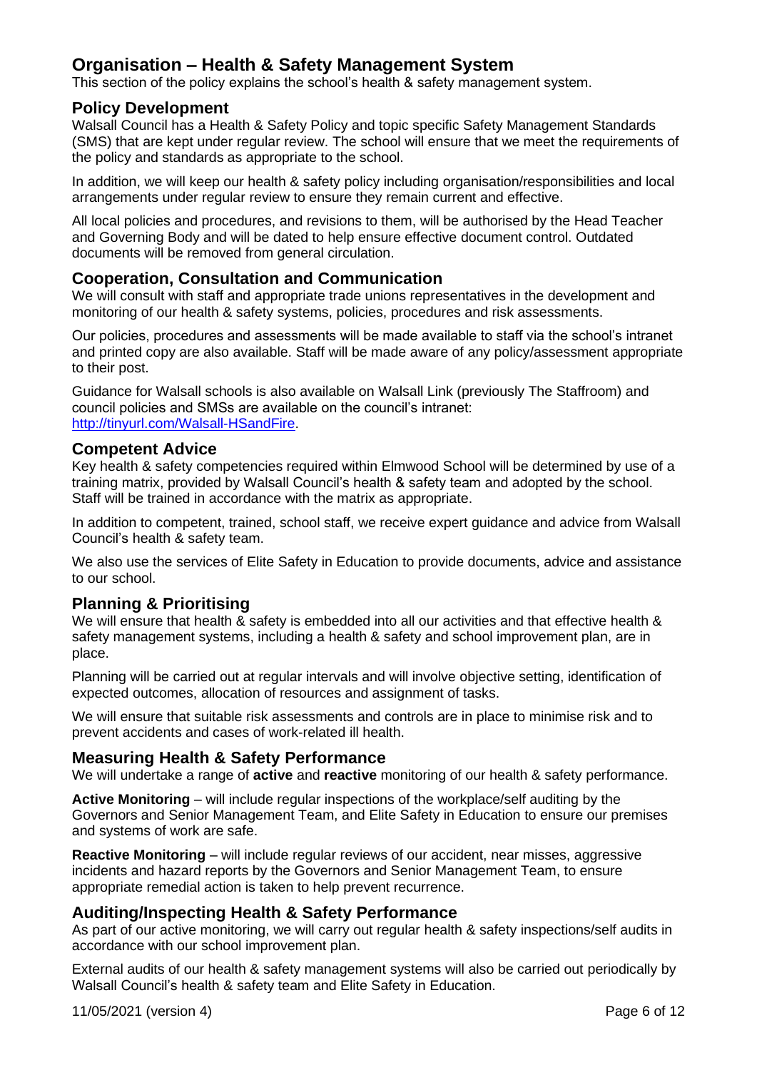## Organisation – Health & Safety Management System

This section of the policy explains the school's health & safety management system.

### Policy Development

Walsall Council has a Health & Safety Policy and topic specific Safety Management Standards (SMS) that are kept under regular review. The school will ensure that we meet the requirements of the policy and standards as appropriate to the school.

In addition, we will keep our health & safety policy including organisation/responsibilities and local arrangements under regular review to ensure they remain current and effective.

All local policies and procedures, and revisions to them, will be authorised by the Head Teacher and Governing Body and will be dated to help ensure effective document control. Outdated documents will be removed from general circulation.

### Cooperation, Consultation and Communication

We will consult with staff and appropriate trade unions representatives in the development and monitoring of our health & safety systems, policies, procedures and risk assessments.

Our policies, procedures and assessments will be made available to staff via the school's intranet and printed copy are also available. Staff will be made aware of any policy/assessment appropriate to their post.

Guidance for Walsall schools is also available on Walsall Link (previously The Staffroom) and council policies and SMSs are available on the council's intranet: [http://tinyurl.com/Walsall-HSandFire](http://tinyurl.com/Walsall-HSandFire).

### Competent Advice

Key health & safety competencies required within Elmwood School will be determined by use of a training matrix, provided by Walsall Council's health & safety team and adopted by the school. Staff will be trained in accordance with the matrix as appropriate.

In addition to competent, trained, school staff, we receive expert guidance and advice from Walsall Council's health & safety team.

We also use the services of Elite Safety in Education to provide documents, advice and assistance to our school.

### Planning & Prioritising

We will ensure that health & safety is embedded into all our activities and that effective health & safety management systems, including a health & safety and school improvement plan, are in place.

Planning will be carried out at regular intervals and will involve objective setting, identification of expected outcomes, allocation of resources and assignment of tasks.

We will ensure that suitable risk assessments and controls are in place to minimise risk and to prevent accidents and cases of work-related ill health.

### Measuring Health & Safety Performance

We will undertake a range of **active** and **reactive** monitoring of our health & safety performance.

**Active Monitoring** – will include regular inspections of the workplace/self auditing by the Governors and Senior Management Team, and Elite Safety in Education to ensure our premises and systems of work are safe.

**Reactive Monitoring** – will include regular reviews of our accident, near misses, aggressive incidents and hazard reports by the Governors and Senior Management Team, to ensure appropriate remedial action is taken to help prevent recurrence.

### Auditing/Inspecting Health & Safety Performance

As part of our active monitoring, we will carry out regular health & safety inspections/self audits in accordance with our school improvement plan.

External audits of our health & safety management systems will also be carried out periodically by Walsall Council's health & safety team and Elite Safety in Education.

11/05/2021 (version 4)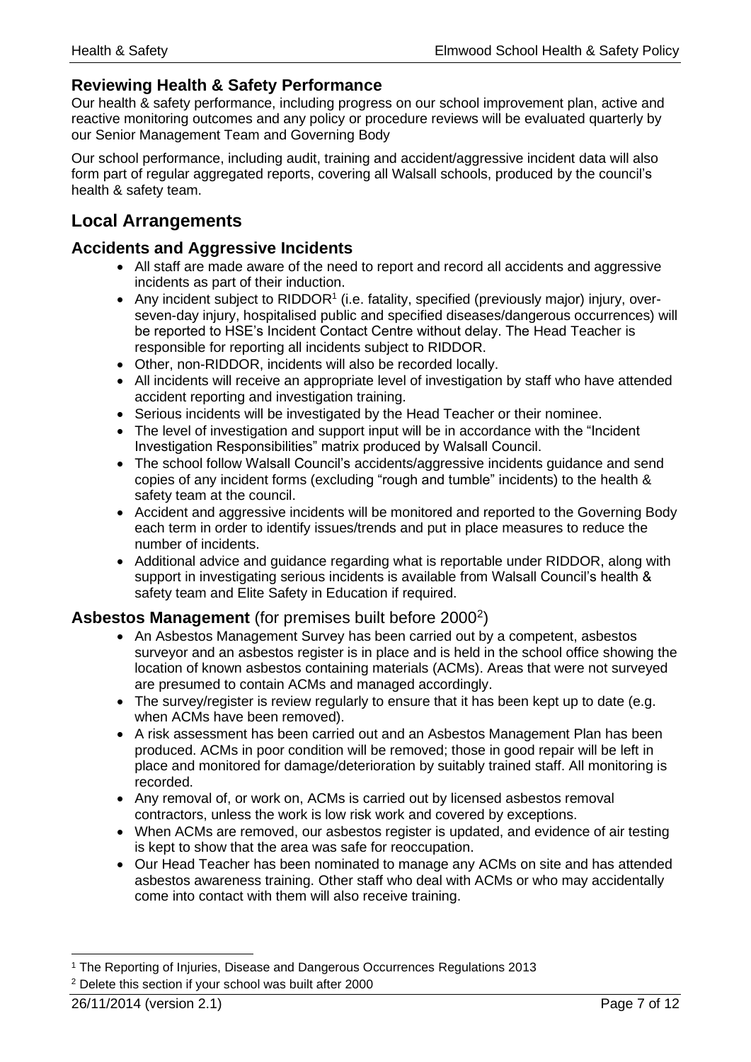### Reviewing Health & Safety Performance

Our health & safety performance, including progress on our school improvement plan, active and reactive monitoring outcomes and any policy or procedure reviews will be evaluated quarterly by our Senior Management Team and Governing Body

Our school performance, including audit, training and accident/aggressive incident data will also form part of regular aggregated reports, covering all Walsall schools, produced by the council's health & safety team.

## Local Arrangements

### Accidents and Aggressive Incidents

- All staff are made aware of the need to report and record all accidents and aggressive incidents as part of their induction.
- Any incident subject to RIDDOR[1] (i.e. fatality, specified (previously major) injury, over-seven-day injury, hospitalised public and specified diseases/dangerous occurrences) will be reported to HSE's Incident Contact Centre without delay. The Head Teacher is responsible for reporting all incidents subject to RIDDOR.
- Other, non-RIDDOR, incidents will also be recorded locally.
- All incidents will receive an appropriate level of investigation by staff who have attended accident reporting and investigation training.
- Serious incidents will be investigated by the Head Teacher or their nominee.
- The level of investigation and support input will be in accordance with the "Incident Investigation Responsibilities" matrix produced by Walsall Council.
- The school follow Walsall Council's accidents/aggressive incidents guidance and send copies of any incident forms (excluding "rough and tumble" incidents) to the health & safety team at the council.
- Accident and aggressive incidents will be monitored and reported to the Governing Body each term in order to identify issues/trends and put in place measures to reduce the number of incidents.
- Additional advice and guidance regarding what is reportable under RIDDOR, along with support in investigating serious incidents is available from Walsall Council's health & safety team and Elite Safety in Education if required.

### Asbestos Management (for premises built before 2000[2])

- An Asbestos Management Survey has been carried out by a competent, asbestos surveyor and an asbestos register is in place and is held in the school office showing the location of known asbestos containing materials (ACMs). Areas that were not surveyed are presumed to contain ACMs and managed accordingly.
- The survey/register is review regularly to ensure that it has been kept up to date (e.g. when ACMs have been removed).
- A risk assessment has been carried out and an Asbestos Management Plan has been produced. ACMs in poor condition will be removed; those in good repair will be left in place and monitored for damage/deterioration by suitably trained staff. All monitoring is recorded.
- Any removal of, or work on, ACMs is carried out by licensed asbestos removal contractors, unless the work is low risk work and covered by exceptions.
- When ACMs are removed, our asbestos register is updated, and evidence of air testing is kept to show that the area was safe for reoccupation.
- Our Head Teacher has been nominated to manage any ACMs on site and has attended asbestos awareness training. Other staff who deal with ACMs or who may accidentally come into contact with them will also receive training.

---

[1] The Reporting of Injuries, Disease and Dangerous Occurrences Regulations 2013

[2] Delete this section if your school was built after 2000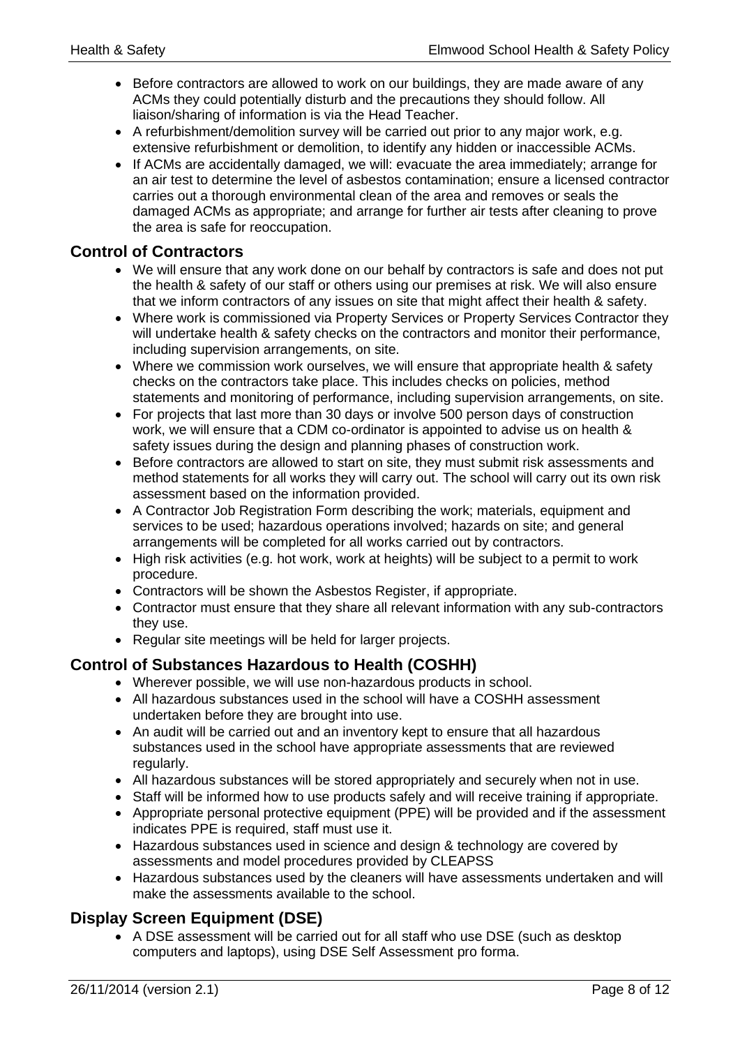- Before contractors are allowed to work on our buildings, they are made aware of any ACMs they could potentially disturb and the precautions they should follow. All liaison/sharing of information is via the Head Teacher.
- A refurbishment/demolition survey will be carried out prior to any major work, e.g. extensive refurbishment or demolition, to identify any hidden or inaccessible ACMs.
- If ACMs are accidentally damaged, we will: evacuate the area immediately; arrange for an air test to determine the level of asbestos contamination; ensure a licensed contractor carries out a thorough environmental clean of the area and removes or seals the damaged ACMs as appropriate; and arrange for further air tests after cleaning to prove the area is safe for reoccupation.

## Control of Contractors

- We will ensure that any work done on our behalf by contractors is safe and does not put the health & safety of our staff or others using our premises at risk. We will also ensure that we inform contractors of any issues on site that might affect their health & safety.
- Where work is commissioned via Property Services or Property Services Contractor they will undertake health & safety checks on the contractors and monitor their performance, including supervision arrangements, on site.
- Where we commission work ourselves, we will ensure that appropriate health & safety checks on the contractors take place. This includes checks on policies, method statements and monitoring of performance, including supervision arrangements, on site.
- For projects that last more than 30 days or involve 500 person days of construction work, we will ensure that a CDM co-ordinator is appointed to advise us on health & safety issues during the design and planning phases of construction work.
- Before contractors are allowed to start on site, they must submit risk assessments and method statements for all works they will carry out. The school will carry out its own risk assessment based on the information provided.
- A Contractor Job Registration Form describing the work; materials, equipment and services to be used; hazardous operations involved; hazards on site; and general arrangements will be completed for all works carried out by contractors.
- High risk activities (e.g. hot work, work at heights) will be subject to a permit to work procedure.
- Contractors will be shown the Asbestos Register, if appropriate.
- Contractor must ensure that they share all relevant information with any sub-contractors they use.
- Regular site meetings will be held for larger projects.

## Control of Substances Hazardous to Health (COSHH)

- Wherever possible, we will use non-hazardous products in school.
- All hazardous substances used in the school will have a COSHH assessment undertaken before they are brought into use.
- An audit will be carried out and an inventory kept to ensure that all hazardous substances used in the school have appropriate assessments that are reviewed regularly.
- All hazardous substances will be stored appropriately and securely when not in use.
- Staff will be informed how to use products safely and will receive training if appropriate.
- Appropriate personal protective equipment (PPE) will be provided and if the assessment indicates PPE is required, staff must use it.
- Hazardous substances used in science and design & technology are covered by assessments and model procedures provided by CLEAPSS
- Hazardous substances used by the cleaners will have assessments undertaken and will make the assessments available to the school.

## Display Screen Equipment (DSE)

- A DSE assessment will be carried out for all staff who use DSE (such as desktop computers and laptops), using DSE Self Assessment pro forma.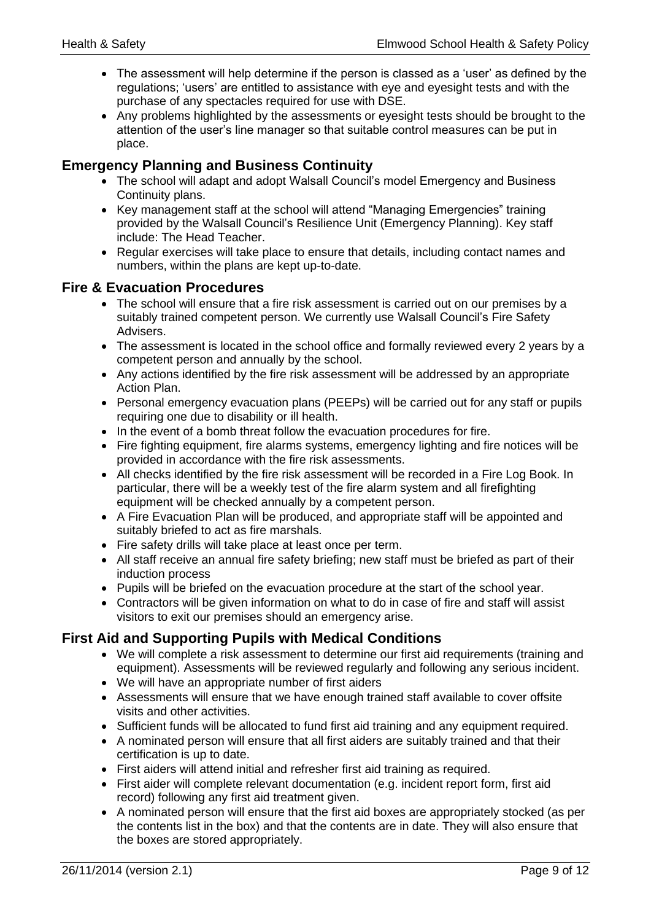- The assessment will help determine if the person is classed as a 'user' as defined by the regulations; 'users' are entitled to assistance with eye and eyesight tests and with the purchase of any spectacles required for use with DSE.
- Any problems highlighted by the assessments or eyesight tests should be brought to the attention of the user's line manager so that suitable control measures can be put in place.

## Emergency Planning and Business Continuity

- The school will adapt and adopt Walsall Council's model Emergency and Business Continuity plans.
- Key management staff at the school will attend "Managing Emergencies" training provided by the Walsall Council's Resilience Unit (Emergency Planning). Key staff include: The Head Teacher.
- Regular exercises will take place to ensure that details, including contact names and numbers, within the plans are kept up-to-date.

## Fire & Evacuation Procedures

- The school will ensure that a fire risk assessment is carried out on our premises by a suitably trained competent person. We currently use Walsall Council's Fire Safety Advisers.
- The assessment is located in the school office and formally reviewed every 2 years by a competent person and annually by the school.
- Any actions identified by the fire risk assessment will be addressed by an appropriate Action Plan.
- Personal emergency evacuation plans (PEEPs) will be carried out for any staff or pupils requiring one due to disability or ill health.
- In the event of a bomb threat follow the evacuation procedures for fire.
- Fire fighting equipment, fire alarms systems, emergency lighting and fire notices will be provided in accordance with the fire risk assessments.
- All checks identified by the fire risk assessment will be recorded in a Fire Log Book. In particular, there will be a weekly test of the fire alarm system and all firefighting equipment will be checked annually by a competent person.
- A Fire Evacuation Plan will be produced, and appropriate staff will be appointed and suitably briefed to act as fire marshals.
- Fire safety drills will take place at least once per term.
- All staff receive an annual fire safety briefing; new staff must be briefed as part of their induction process
- Pupils will be briefed on the evacuation procedure at the start of the school year.
- Contractors will be given information on what to do in case of fire and staff will assist visitors to exit our premises should an emergency arise.

## First Aid and Supporting Pupils with Medical Conditions

- We will complete a risk assessment to determine our first aid requirements (training and equipment). Assessments will be reviewed regularly and following any serious incident.
- We will have an appropriate number of first aiders
- Assessments will ensure that we have enough trained staff available to cover offsite visits and other activities.
- Sufficient funds will be allocated to fund first aid training and any equipment required.
- A nominated person will ensure that all first aiders are suitably trained and that their certification is up to date.
- First aiders will attend initial and refresher first aid training as required.
- First aider will complete relevant documentation (e.g. incident report form, first aid record) following any first aid treatment given.
- A nominated person will ensure that the first aid boxes are appropriately stocked (as per the contents list in the box) and that the contents are in date. They will also ensure that the boxes are stored appropriately.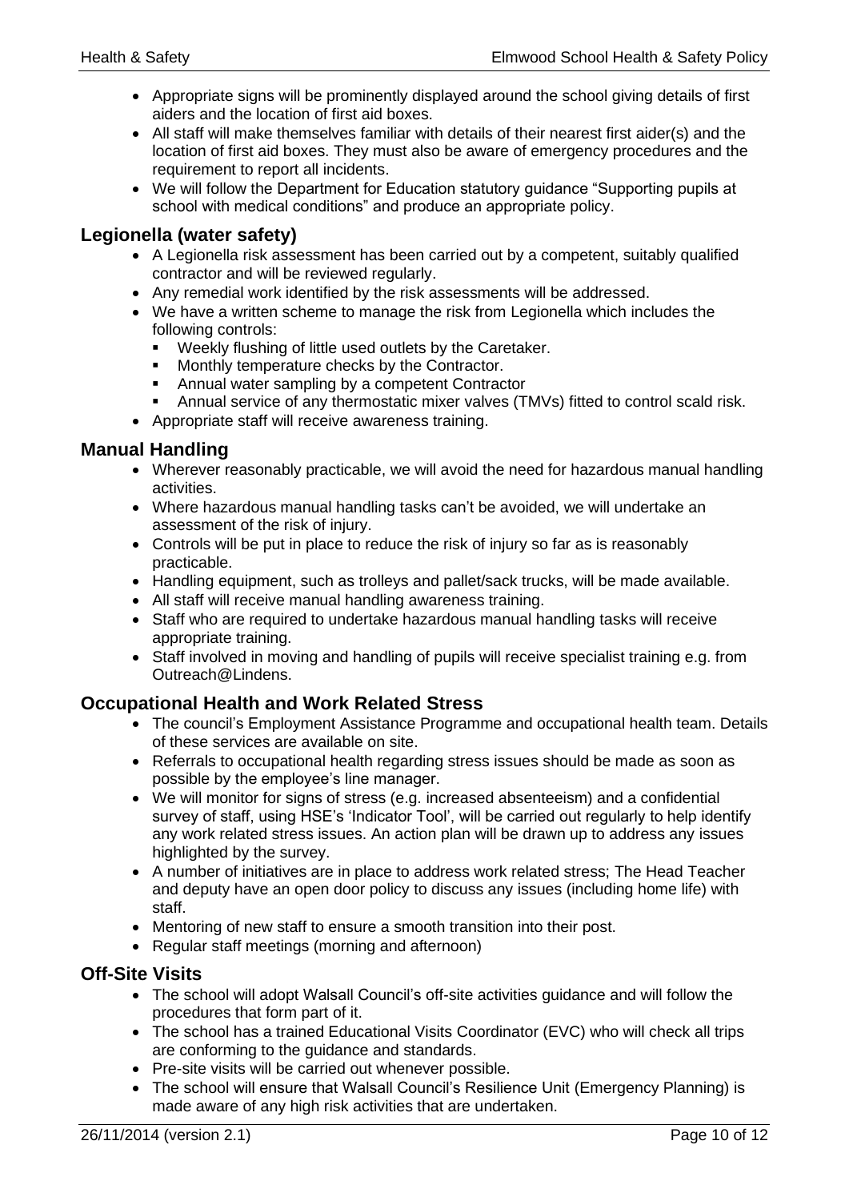- Appropriate signs will be prominently displayed around the school giving details of first aiders and the location of first aid boxes.
- All staff will make themselves familiar with details of their nearest first aider(s) and the location of first aid boxes. They must also be aware of emergency procedures and the requirement to report all incidents.
- We will follow the Department for Education statutory guidance "Supporting pupils at school with medical conditions" and produce an appropriate policy.

## Legionella (water safety)

- A Legionella risk assessment has been carried out by a competent, suitably qualified contractor and will be reviewed regularly.
- Any remedial work identified by the risk assessments will be addressed.
- We have a written scheme to manage the risk from Legionella which includes the following controls:
  - Weekly flushing of little used outlets by the Caretaker.
  - Monthly temperature checks by the Contractor.
  - Annual water sampling by a competent Contractor
  - Annual service of any thermostatic mixer valves (TMVs) fitted to control scald risk.
- Appropriate staff will receive awareness training.

## Manual Handling

- Wherever reasonably practicable, we will avoid the need for hazardous manual handling activities.
- Where hazardous manual handling tasks can't be avoided, we will undertake an assessment of the risk of injury.
- Controls will be put in place to reduce the risk of injury so far as is reasonably practicable.
- Handling equipment, such as trolleys and pallet/sack trucks, will be made available.
- All staff will receive manual handling awareness training.
- Staff who are required to undertake hazardous manual handling tasks will receive appropriate training.
- Staff involved in moving and handling of pupils will receive specialist training e.g. from Outreach@Lindens.

## Occupational Health and Work Related Stress

- The council's Employment Assistance Programme and occupational health team. Details of these services are available on site.
- Referrals to occupational health regarding stress issues should be made as soon as possible by the employee's line manager.
- We will monitor for signs of stress (e.g. increased absenteeism) and a confidential survey of staff, using HSE's 'Indicator Tool', will be carried out regularly to help identify any work related stress issues. An action plan will be drawn up to address any issues highlighted by the survey.
- A number of initiatives are in place to address work related stress; The Head Teacher and deputy have an open door policy to discuss any issues (including home life) with staff.
- Mentoring of new staff to ensure a smooth transition into their post.
- Regular staff meetings (morning and afternoon)

## Off-Site Visits

- The school will adopt Walsall Council's off-site activities guidance and will follow the procedures that form part of it.
- The school has a trained Educational Visits Coordinator (EVC) who will check all trips are conforming to the guidance and standards.
- Pre-site visits will be carried out whenever possible.
- The school will ensure that Walsall Council's Resilience Unit (Emergency Planning) is made aware of any high risk activities that are undertaken.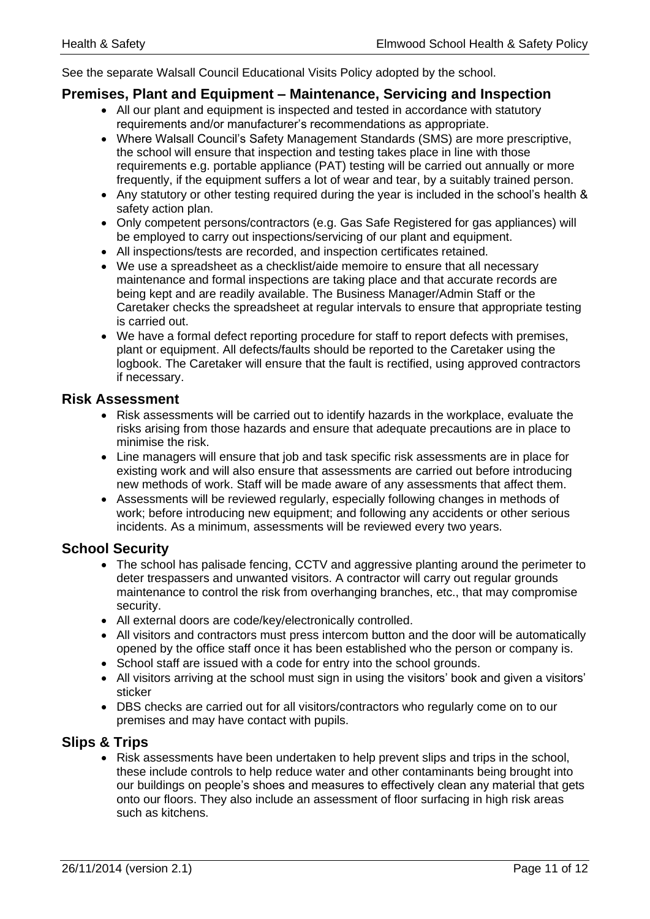See the separate Walsall Council Educational Visits Policy adopted by the school.

## Premises, Plant and Equipment – Maintenance, Servicing and Inspection

- All our plant and equipment is inspected and tested in accordance with statutory requirements and/or manufacturer's recommendations as appropriate.
- Where Walsall Council's Safety Management Standards (SMS) are more prescriptive, the school will ensure that inspection and testing takes place in line with those requirements e.g. portable appliance (PAT) testing will be carried out annually or more frequently, if the equipment suffers a lot of wear and tear, by a suitably trained person.
- Any statutory or other testing required during the year is included in the school's health & safety action plan.
- Only competent persons/contractors (e.g. Gas Safe Registered for gas appliances) will be employed to carry out inspections/servicing of our plant and equipment.
- All inspections/tests are recorded, and inspection certificates retained.
- We use a spreadsheet as a checklist/aide memoire to ensure that all necessary maintenance and formal inspections are taking place and that accurate records are being kept and are readily available. The Business Manager/Admin Staff or the Caretaker checks the spreadsheet at regular intervals to ensure that appropriate testing is carried out.
- We have a formal defect reporting procedure for staff to report defects with premises, plant or equipment. All defects/faults should be reported to the Caretaker using the logbook. The Caretaker will ensure that the fault is rectified, using approved contractors if necessary.

## Risk Assessment

- Risk assessments will be carried out to identify hazards in the workplace, evaluate the risks arising from those hazards and ensure that adequate precautions are in place to minimise the risk.
- Line managers will ensure that job and task specific risk assessments are in place for existing work and will also ensure that assessments are carried out before introducing new methods of work. Staff will be made aware of any assessments that affect them.
- Assessments will be reviewed regularly, especially following changes in methods of work; before introducing new equipment; and following any accidents or other serious incidents. As a minimum, assessments will be reviewed every two years.

## School Security

- The school has palisade fencing, CCTV and aggressive planting around the perimeter to deter trespassers and unwanted visitors. A contractor will carry out regular grounds maintenance to control the risk from overhanging branches, etc., that may compromise security.
- All external doors are code/key/electronically controlled.
- All visitors and contractors must press intercom button and the door will be automatically opened by the office staff once it has been established who the person or company is.
- School staff are issued with a code for entry into the school grounds.
- All visitors arriving at the school must sign in using the visitors' book and given a visitors' sticker
- DBS checks are carried out for all visitors/contractors who regularly come on to our premises and may have contact with pupils.

## Slips & Trips

- Risk assessments have been undertaken to help prevent slips and trips in the school, these include controls to help reduce water and other contaminants being brought into our buildings on people's shoes and measures to effectively clean any material that gets onto our floors. They also include an assessment of floor surfacing in high risk areas such as kitchens.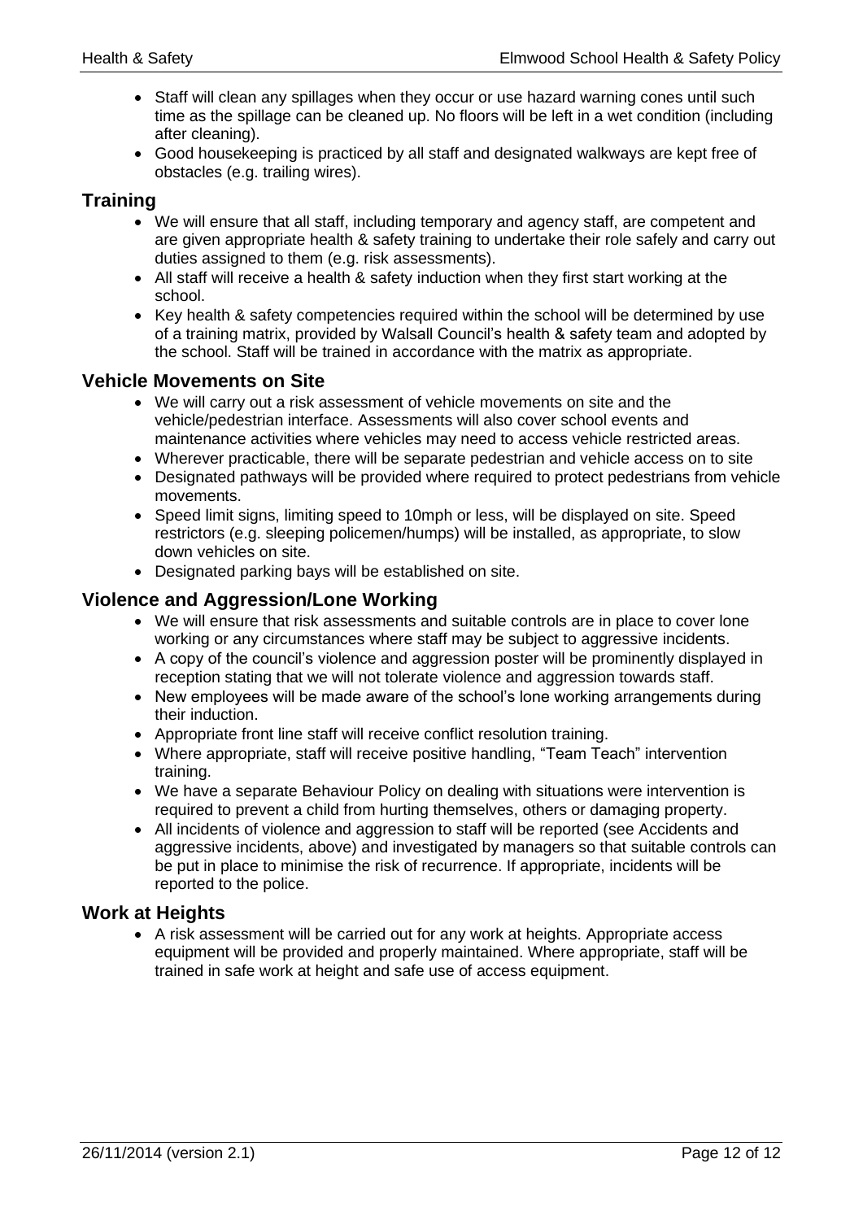- Staff will clean any spillages when they occur or use hazard warning cones until such time as the spillage can be cleaned up. No floors will be left in a wet condition (including after cleaning).
- Good housekeeping is practiced by all staff and designated walkways are kept free of obstacles (e.g. trailing wires).

## Training

- We will ensure that all staff, including temporary and agency staff, are competent and are given appropriate health & safety training to undertake their role safely and carry out duties assigned to them (e.g. risk assessments).
- All staff will receive a health & safety induction when they first start working at the school.
- Key health & safety competencies required within the school will be determined by use of a training matrix, provided by Walsall Council's health & safety team and adopted by the school. Staff will be trained in accordance with the matrix as appropriate.

## Vehicle Movements on Site

- We will carry out a risk assessment of vehicle movements on site and the vehicle/pedestrian interface. Assessments will also cover school events and maintenance activities where vehicles may need to access vehicle restricted areas.
- Wherever practicable, there will be separate pedestrian and vehicle access on to site
- Designated pathways will be provided where required to protect pedestrians from vehicle movements.
- Speed limit signs, limiting speed to 10mph or less, will be displayed on site. Speed restrictors (e.g. sleeping policemen/humps) will be installed, as appropriate, to slow down vehicles on site.
- Designated parking bays will be established on site.

## Violence and Aggression/Lone Working

- We will ensure that risk assessments and suitable controls are in place to cover lone working or any circumstances where staff may be subject to aggressive incidents.
- A copy of the council's violence and aggression poster will be prominently displayed in reception stating that we will not tolerate violence and aggression towards staff.
- New employees will be made aware of the school's lone working arrangements during their induction.
- Appropriate front line staff will receive conflict resolution training.
- Where appropriate, staff will receive positive handling, "Team Teach" intervention training.
- We have a separate Behaviour Policy on dealing with situations were intervention is required to prevent a child from hurting themselves, others or damaging property.
- All incidents of violence and aggression to staff will be reported (see Accidents and aggressive incidents, above) and investigated by managers so that suitable controls can be put in place to minimise the risk of recurrence. If appropriate, incidents will be reported to the police.

## Work at Heights

- A risk assessment will be carried out for any work at heights. Appropriate access equipment will be provided and properly maintained. Where appropriate, staff will be trained in safe work at height and safe use of access equipment.